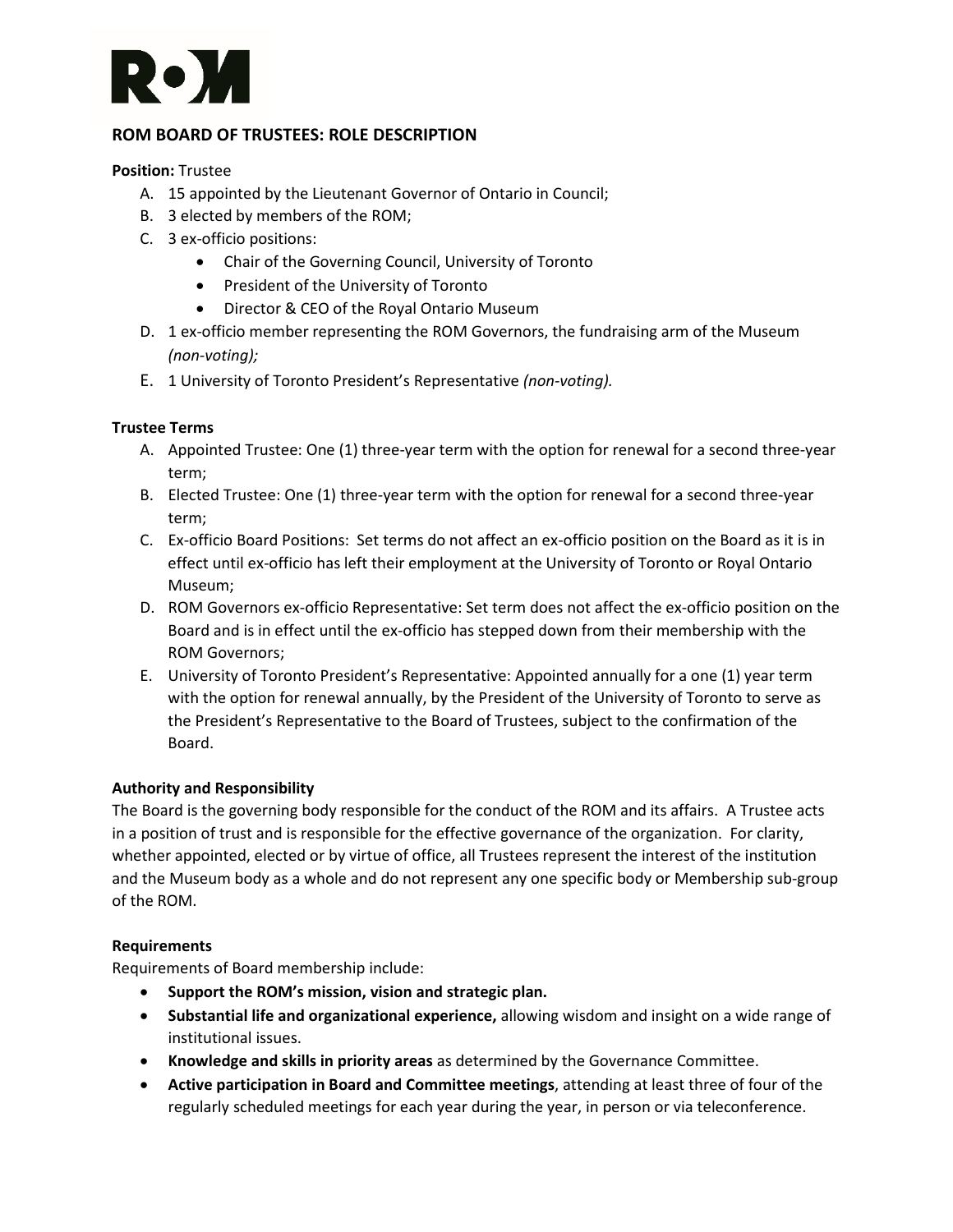# ROM BOARD OF TRUSTEES: ROLE DESCRIPTION

**Position:** Trustee

A. 15 appointed by the Lieutenant Governor of Ontario in Council;
B. 3 elected by members of the ROM;
C. 3 ex-officio positions:
   - Chair of the Governing Council, University of Toronto
   - President of the University of Toronto
   - Director & CEO of the Royal Ontario Museum
D. 1 ex-officio member representing the ROM Governors, the fundraising arm of the Museum *(non-voting);*
E. 1 University of Toronto President's Representative *(non-voting).*

**Trustee Terms**

A. Appointed Trustee: One (1) three-year term with the option for renewal for a second three-year term;
B. Elected Trustee: One (1) three-year term with the option for renewal for a second three-year term;
C. Ex-officio Board Positions: Set terms do not affect an ex-officio position on the Board as it is in effect until ex-officio has left their employment at the University of Toronto or Royal Ontario Museum;
D. ROM Governors ex-officio Representative: Set term does not affect the ex-officio position on the Board and is in effect until the ex-officio has stepped down from their membership with the ROM Governors;
E. University of Toronto President's Representative: Appointed annually for a one (1) year term with the option for renewal annually, by the President of the University of Toronto to serve as the President's Representative to the Board of Trustees, subject to the confirmation of the Board.

**Authority and Responsibility**

The Board is the governing body responsible for the conduct of the ROM and its affairs. A Trustee acts in a position of trust and is responsible for the effective governance of the organization. For clarity, whether appointed, elected or by virtue of office, all Trustees represent the interest of the institution and the Museum body as a whole and do not represent any one specific body or Membership sub-group of the ROM.

**Requirements**

Requirements of Board membership include:

- **Support the ROM's mission, vision and strategic plan.**
- **Substantial life and organizational experience,** allowing wisdom and insight on a wide range of institutional issues.
- **Knowledge and skills in priority areas** as determined by the Governance Committee.
- **Active participation in Board and Committee meetings**, attending at least three of four of the regularly scheduled meetings for each year during the year, in person or via teleconference.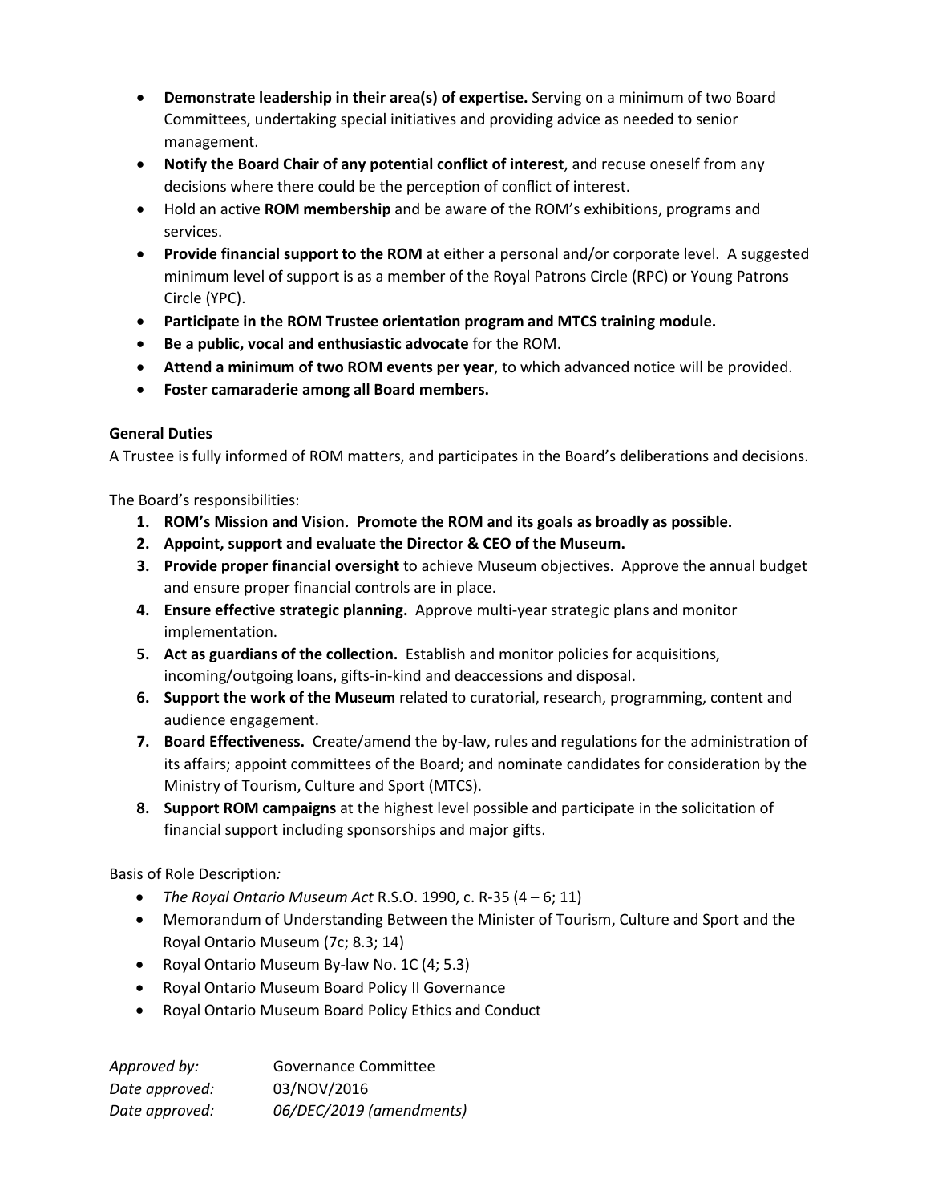- **Demonstrate leadership in their area(s) of expertise.** Serving on a minimum of two Board Committees, undertaking special initiatives and providing advice as needed to senior management.
- **Notify the Board Chair of any potential conflict of interest**, and recuse oneself from any decisions where there could be the perception of conflict of interest.
- Hold an active **ROM membership** and be aware of the ROM's exhibitions, programs and services.
- **Provide financial support to the ROM** at either a personal and/or corporate level. A suggested minimum level of support is as a member of the Royal Patrons Circle (RPC) or Young Patrons Circle (YPC).
- **Participate in the ROM Trustee orientation program and MTCS training module.**
- **Be a public, vocal and enthusiastic advocate** for the ROM.
- **Attend a minimum of two ROM events per year**, to which advanced notice will be provided.
- **Foster camaraderie among all Board members.**

**General Duties**

A Trustee is fully informed of ROM matters, and participates in the Board's deliberations and decisions.

The Board's responsibilities:

1. **ROM's Mission and Vision. Promote the ROM and its goals as broadly as possible.**
2. **Appoint, support and evaluate the Director & CEO of the Museum.**
3. **Provide proper financial oversight** to achieve Museum objectives. Approve the annual budget and ensure proper financial controls are in place.
4. **Ensure effective strategic planning.** Approve multi-year strategic plans and monitor implementation.
5. **Act as guardians of the collection.** Establish and monitor policies for acquisitions, incoming/outgoing loans, gifts-in-kind and deaccessions and disposal.
6. **Support the work of the Museum** related to curatorial, research, programming, content and audience engagement.
7. **Board Effectiveness.** Create/amend the by-law, rules and regulations for the administration of its affairs; appoint committees of the Board; and nominate candidates for consideration by the Ministry of Tourism, Culture and Sport (MTCS).
8. **Support ROM campaigns** at the highest level possible and participate in the solicitation of financial support including sponsorships and major gifts.

Basis of Role Description*:*

- *The Royal Ontario Museum Act* R.S.O. 1990, c. R-35 (4 – 6; 11)
- Memorandum of Understanding Between the Minister of Tourism, Culture and Sport and the Royal Ontario Museum (7c; 8.3; 14)
- Royal Ontario Museum By-law No. 1C (4; 5.3)
- Royal Ontario Museum Board Policy II Governance
- Royal Ontario Museum Board Policy Ethics and Conduct

| | |
|---|---|
| *Approved by:* | Governance Committee |
| *Date approved:* | 03/NOV/2016 |
| *Date approved:* | *06/DEC/2019 (amendments)* |